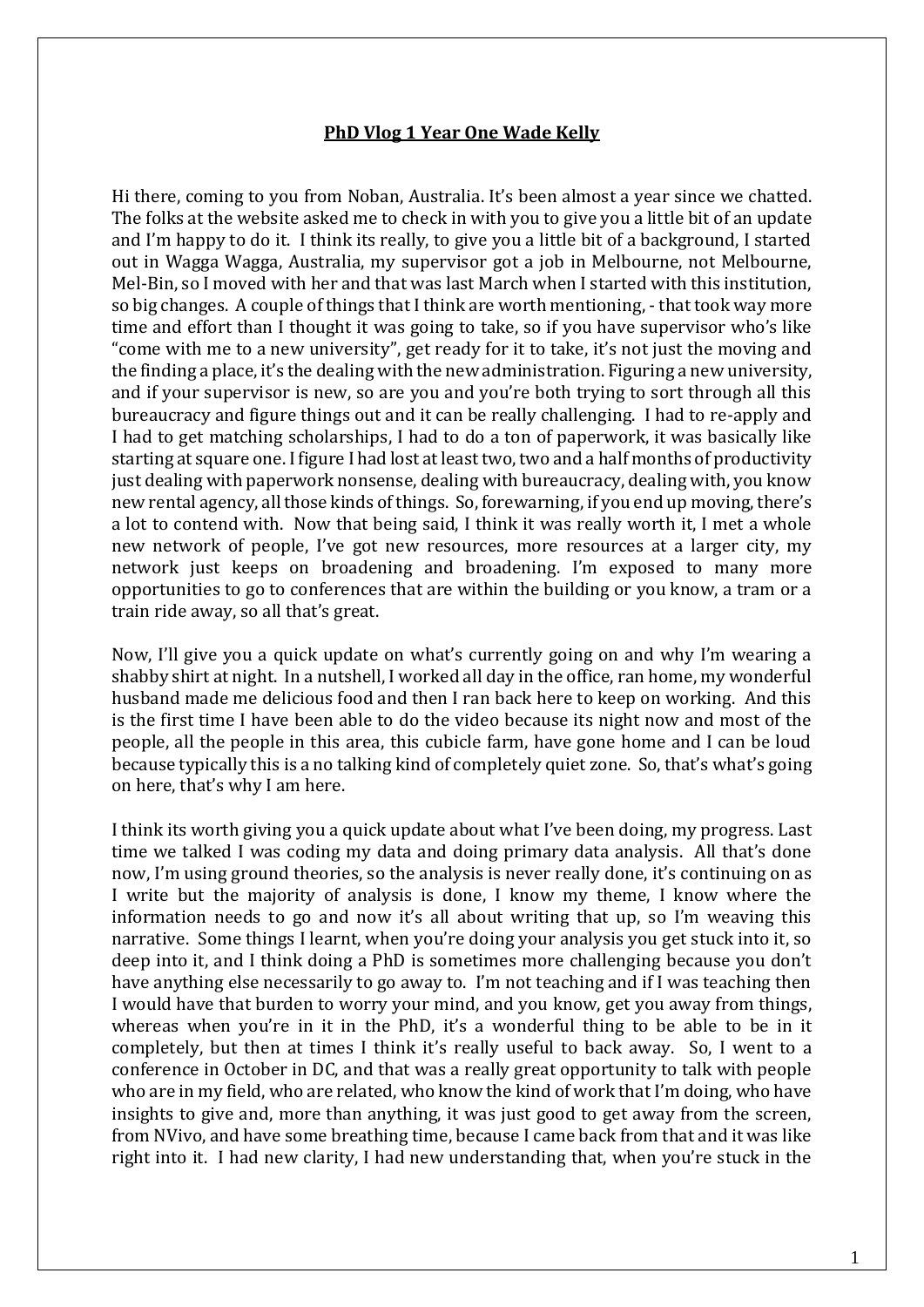# PhD Vlog 1 Year One Wade Kelly

Hi there, coming to you from Noban, Australia. It's been almost a year since we chatted. The folks at the website asked me to check in with you to give you a little bit of an update and I'm happy to do it. I think its really, to give you a little bit of a background, I started out in Wagga Wagga, Australia, my supervisor got a job in Melbourne, not Melbourne, Mel-Bin, so I moved with her and that was last March when I started with this institution, so big changes. A couple of things that I think are worth mentioning, - that took way more time and effort than I thought it was going to take, so if you have supervisor who's like "come with me to a new university", get ready for it to take, it's not just the moving and the finding a place, it's the dealing with the new administration. Figuring a new university, and if your supervisor is new, so are you and you're both trying to sort through all this bureaucracy and figure things out and it can be really challenging. I had to re-apply and I had to get matching scholarships, I had to do a ton of paperwork, it was basically like starting at square one. I figure I had lost at least two, two and a half months of productivity just dealing with paperwork nonsense, dealing with bureaucracy, dealing with, you know new rental agency, all those kinds of things. So, forewarning, if you end up moving, there's a lot to contend with. Now that being said, I think it was really worth it, I met a whole new network of people, I've got new resources, more resources at a larger city, my network just keeps on broadening and broadening. I'm exposed to many more opportunities to go to conferences that are within the building or you know, a tram or a train ride away, so all that's great.

Now, I'll give you a quick update on what's currently going on and why I'm wearing a shabby shirt at night. In a nutshell, I worked all day in the office, ran home, my wonderful husband made me delicious food and then I ran back here to keep on working. And this is the first time I have been able to do the video because its night now and most of the people, all the people in this area, this cubicle farm, have gone home and I can be loud because typically this is a no talking kind of completely quiet zone. So, that's what's going on here, that's why I am here.

I think its worth giving you a quick update about what I've been doing, my progress. Last time we talked I was coding my data and doing primary data analysis. All that's done now, I'm using ground theories, so the analysis is never really done, it's continuing on as I write but the majority of analysis is done, I know my theme, I know where the information needs to go and now it's all about writing that up, so I'm weaving this narrative. Some things I learnt, when you're doing your analysis you get stuck into it, so deep into it, and I think doing a PhD is sometimes more challenging because you don't have anything else necessarily to go away to. I'm not teaching and if I was teaching then I would have that burden to worry your mind, and you know, get you away from things, whereas when you're in it in the PhD, it's a wonderful thing to be able to be in it completely, but then at times I think it's really useful to back away. So, I went to a conference in October in DC, and that was a really great opportunity to talk with people who are in my field, who are related, who know the kind of work that I'm doing, who have insights to give and, more than anything, it was just good to get away from the screen, from NVivo, and have some breathing time, because I came back from that and it was like right into it. I had new clarity, I had new understanding that, when you're stuck in the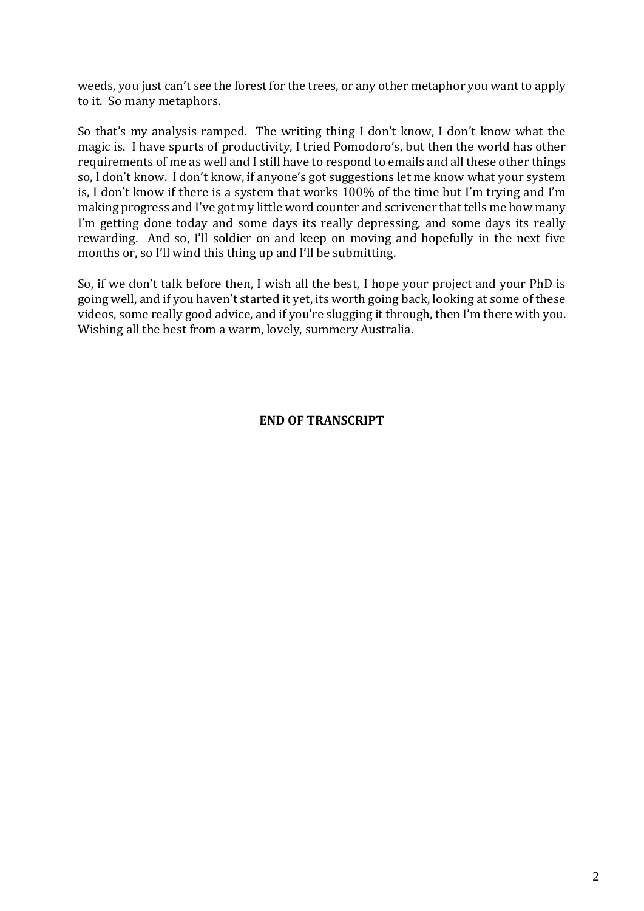weeds, you just can't see the forest for the trees, or any other metaphor you want to apply to it. So many metaphors.

So that's my analysis ramped. The writing thing I don't know, I don't know what the magic is. I have spurts of productivity, I tried Pomodoro's, but then the world has other requirements of me as well and I still have to respond to emails and all these other things so, I don't know. I don't know, if anyone's got suggestions let me know what your system is, I don't know if there is a system that works 100% of the time but I'm trying and I'm making progress and I've got my little word counter and scrivener that tells me how many I'm getting done today and some days its really depressing, and some days its really rewarding. And so, I'll soldier on and keep on moving and hopefully in the next five months or, so I'll wind this thing up and I'll be submitting.

So, if we don't talk before then, I wish all the best, I hope your project and your PhD is going well, and if you haven't started it yet, its worth going back, looking at some of these videos, some really good advice, and if you're slugging it through, then I'm there with you. Wishing all the best from a warm, lovely, summery Australia.

**END OF TRANSCRIPT**